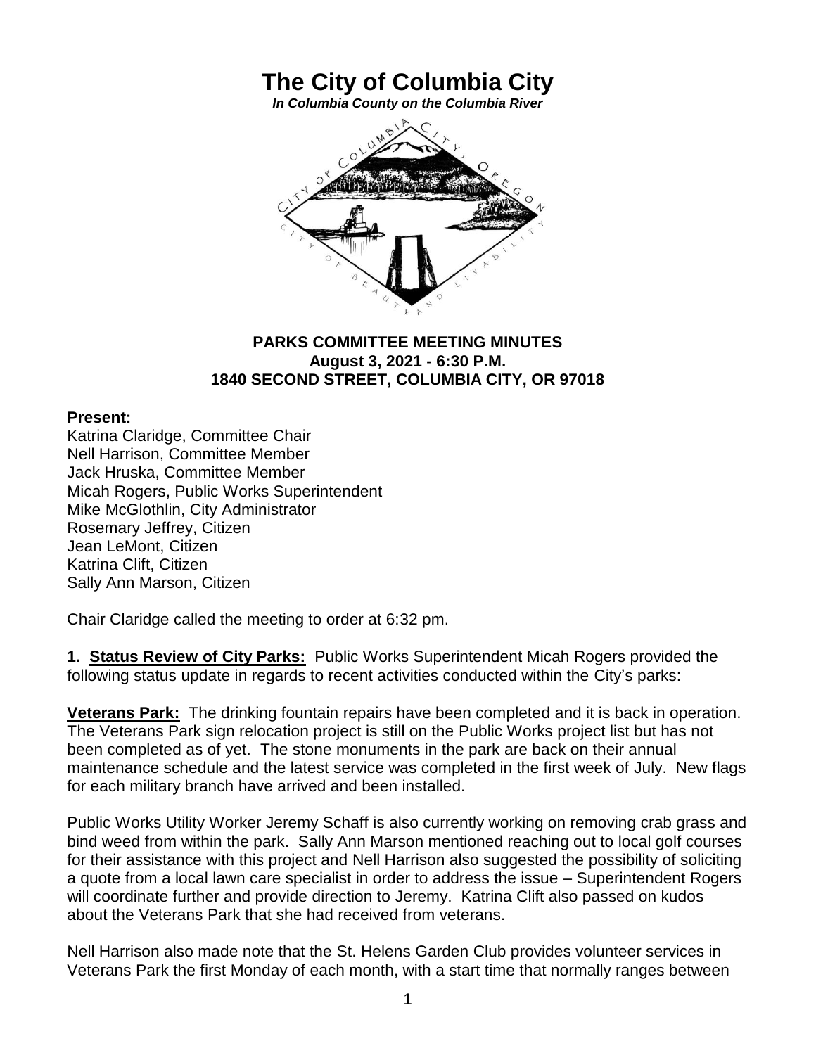# The City of Columbia City

***In Columbia County on the Columbia River***

**PARKS COMMITTEE MEETING MINUTES**
**August 3, 2021 - 6:30 P.M.**
**1840 SECOND STREET, COLUMBIA CITY, OR 97018**

**Present:**
Katrina Claridge, Committee Chair
Nell Harrison, Committee Member
Jack Hruska, Committee Member
Micah Rogers, Public Works Superintendent
Mike McGlothlin, City Administrator
Rosemary Jeffrey, Citizen
Jean LeMont, Citizen
Katrina Clift, Citizen
Sally Ann Marson, Citizen

Chair Claridge called the meeting to order at 6:32 pm.

**1. Status Review of City Parks:** Public Works Superintendent Micah Rogers provided the following status update in regards to recent activities conducted within the City's parks:

**Veterans Park:** The drinking fountain repairs have been completed and it is back in operation. The Veterans Park sign relocation project is still on the Public Works project list but has not been completed as of yet. The stone monuments in the park are back on their annual maintenance schedule and the latest service was completed in the first week of July. New flags for each military branch have arrived and been installed.

Public Works Utility Worker Jeremy Schaff is also currently working on removing crab grass and bind weed from within the park. Sally Ann Marson mentioned reaching out to local golf courses for their assistance with this project and Nell Harrison also suggested the possibility of soliciting a quote from a local lawn care specialist in order to address the issue – Superintendent Rogers will coordinate further and provide direction to Jeremy. Katrina Clift also passed on kudos about the Veterans Park that she had received from veterans.

Nell Harrison also made note that the St. Helens Garden Club provides volunteer services in Veterans Park the first Monday of each month, with a start time that normally ranges between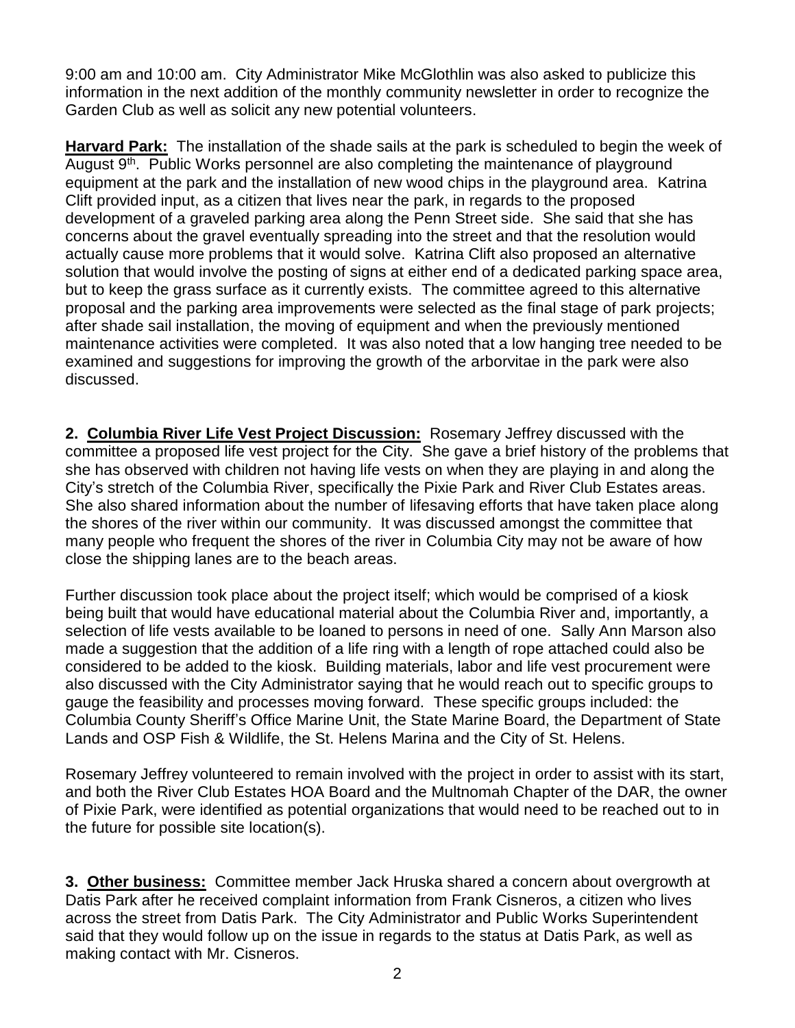9:00 am and 10:00 am. City Administrator Mike McGlothlin was also asked to publicize this information in the next addition of the monthly community newsletter in order to recognize the Garden Club as well as solicit any new potential volunteers.

**Harvard Park:** The installation of the shade sails at the park is scheduled to begin the week of August 9th. Public Works personnel are also completing the maintenance of playground equipment at the park and the installation of new wood chips in the playground area. Katrina Clift provided input, as a citizen that lives near the park, in regards to the proposed development of a graveled parking area along the Penn Street side. She said that she has concerns about the gravel eventually spreading into the street and that the resolution would actually cause more problems that it would solve. Katrina Clift also proposed an alternative solution that would involve the posting of signs at either end of a dedicated parking space area, but to keep the grass surface as it currently exists. The committee agreed to this alternative proposal and the parking area improvements were selected as the final stage of park projects; after shade sail installation, the moving of equipment and when the previously mentioned maintenance activities were completed. It was also noted that a low hanging tree needed to be examined and suggestions for improving the growth of the arborvitae in the park were also discussed.

**2. Columbia River Life Vest Project Discussion:** Rosemary Jeffrey discussed with the committee a proposed life vest project for the City. She gave a brief history of the problems that she has observed with children not having life vests on when they are playing in and along the City's stretch of the Columbia River, specifically the Pixie Park and River Club Estates areas. She also shared information about the number of lifesaving efforts that have taken place along the shores of the river within our community. It was discussed amongst the committee that many people who frequent the shores of the river in Columbia City may not be aware of how close the shipping lanes are to the beach areas.

Further discussion took place about the project itself; which would be comprised of a kiosk being built that would have educational material about the Columbia River and, importantly, a selection of life vests available to be loaned to persons in need of one. Sally Ann Marson also made a suggestion that the addition of a life ring with a length of rope attached could also be considered to be added to the kiosk. Building materials, labor and life vest procurement were also discussed with the City Administrator saying that he would reach out to specific groups to gauge the feasibility and processes moving forward. These specific groups included: the Columbia County Sheriff's Office Marine Unit, the State Marine Board, the Department of State Lands and OSP Fish & Wildlife, the St. Helens Marina and the City of St. Helens.

Rosemary Jeffrey volunteered to remain involved with the project in order to assist with its start, and both the River Club Estates HOA Board and the Multnomah Chapter of the DAR, the owner of Pixie Park, were identified as potential organizations that would need to be reached out to in the future for possible site location(s).

**3. Other business:** Committee member Jack Hruska shared a concern about overgrowth at Datis Park after he received complaint information from Frank Cisneros, a citizen who lives across the street from Datis Park. The City Administrator and Public Works Superintendent said that they would follow up on the issue in regards to the status at Datis Park, as well as making contact with Mr. Cisneros.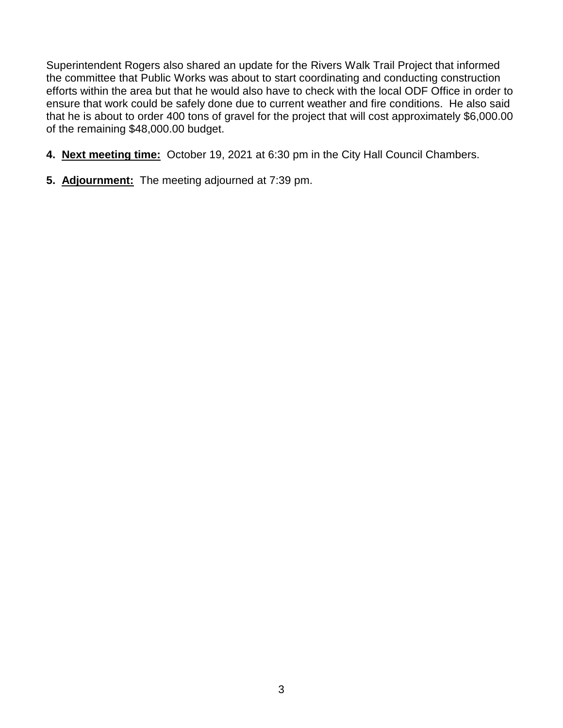Superintendent Rogers also shared an update for the Rivers Walk Trail Project that informed the committee that Public Works was about to start coordinating and conducting construction efforts within the area but that he would also have to check with the local ODF Office in order to ensure that work could be safely done due to current weather and fire conditions. He also said that he is about to order 400 tons of gravel for the project that will cost approximately $6,000.00 of the remaining $48,000.00 budget.

4. **Next meeting time:** October 19, 2021 at 6:30 pm in the City Hall Council Chambers.

5. **Adjournment:** The meeting adjourned at 7:39 pm.